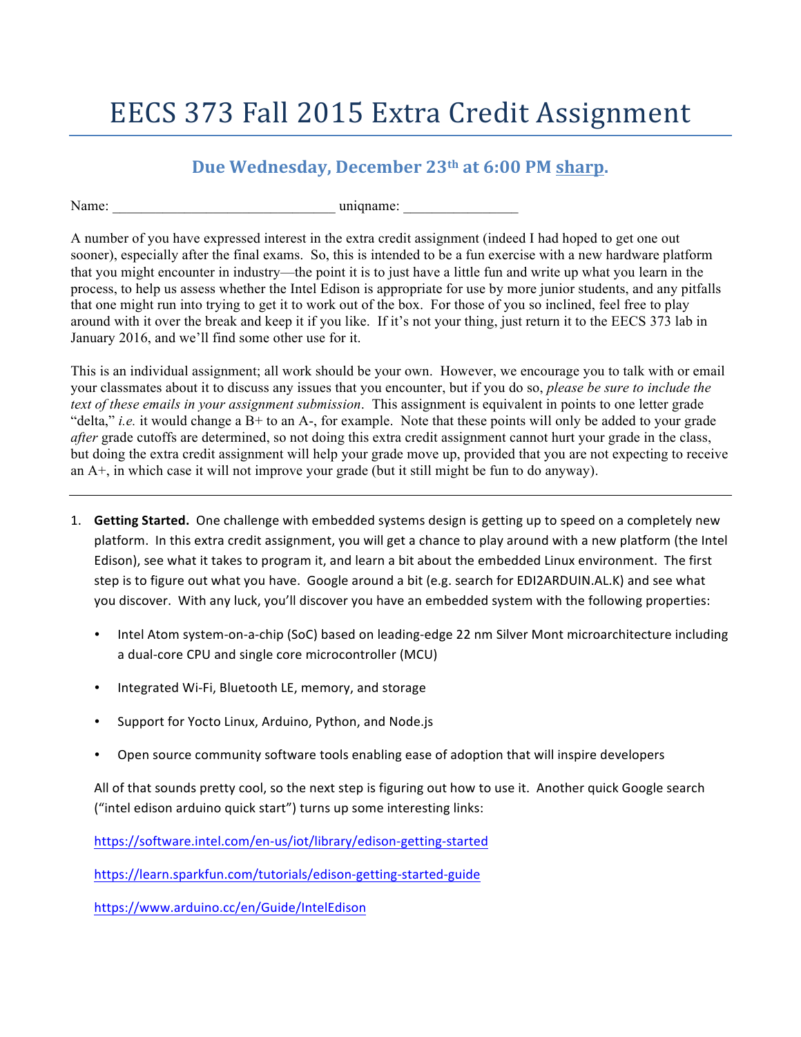# EECS 373 Fall 2015 Extra Credit Assignment

### Due Wednesday, December 23rd at 6:00 PM <u>sharp</u>.

Name: ______________________________ uniqname: _______________

A number of you have expressed interest in the extra credit assignment (indeed I had hoped to get one out sooner), especially after the final exams. So, this is intended to be a fun exercise with a new hardware platform that you might encounter in industry—the point it is to just have a little fun and write up what you learn in the process, to help us assess whether the Intel Edison is appropriate for use by more junior students, and any pitfalls that one might run into trying to get it to work out of the box. For those of you so inclined, feel free to play around with it over the break and keep it if you like. If it's not your thing, just return it to the EECS 373 lab in January 2016, and we'll find some other use for it.

This is an individual assignment; all work should be your own. However, we encourage you to talk with or email your classmates about it to discuss any issues that you encounter, but if you do so, *please be sure to include the text of these emails in your assignment submission*. This assignment is equivalent in points to one letter grade "delta," *i.e.* it would change a B+ to an A-, for example. Note that these points will only be added to your grade *after* grade cutoffs are determined, so not doing this extra credit assignment cannot hurt your grade in the class, but doing the extra credit assignment will help your grade move up, provided that you are not expecting to receive an A+, in which case it will not improve your grade (but it still might be fun to do anyway).

---

1. **Getting Started.** One challenge with embedded systems design is getting up to speed on a completely new platform. In this extra credit assignment, you will get a chance to play around with a new platform (the Intel Edison), see what it takes to program it, and learn a bit about the embedded Linux environment. The first step is to figure out what you have. Google around a bit (e.g. search for EDI2ARDUIN.AL.K) and see what you discover. With any luck, you'll discover you have an embedded system with the following properties:

   - Intel Atom system-on-a-chip (SoC) based on leading-edge 22 nm Silver Mont microarchitecture including a dual-core CPU and single core microcontroller (MCU)
   - Integrated Wi-Fi, Bluetooth LE, memory, and storage
   - Support for Yocto Linux, Arduino, Python, and Node.js
   - Open source community software tools enabling ease of adoption that will inspire developers

   All of that sounds pretty cool, so the next step is figuring out how to use it. Another quick Google search ("intel edison arduino quick start") turns up some interesting links:

   https://software.intel.com/en-us/iot/library/edison-getting-started

   https://learn.sparkfun.com/tutorials/edison-getting-started-guide

   https://www.arduino.cc/en/Guide/IntelEdison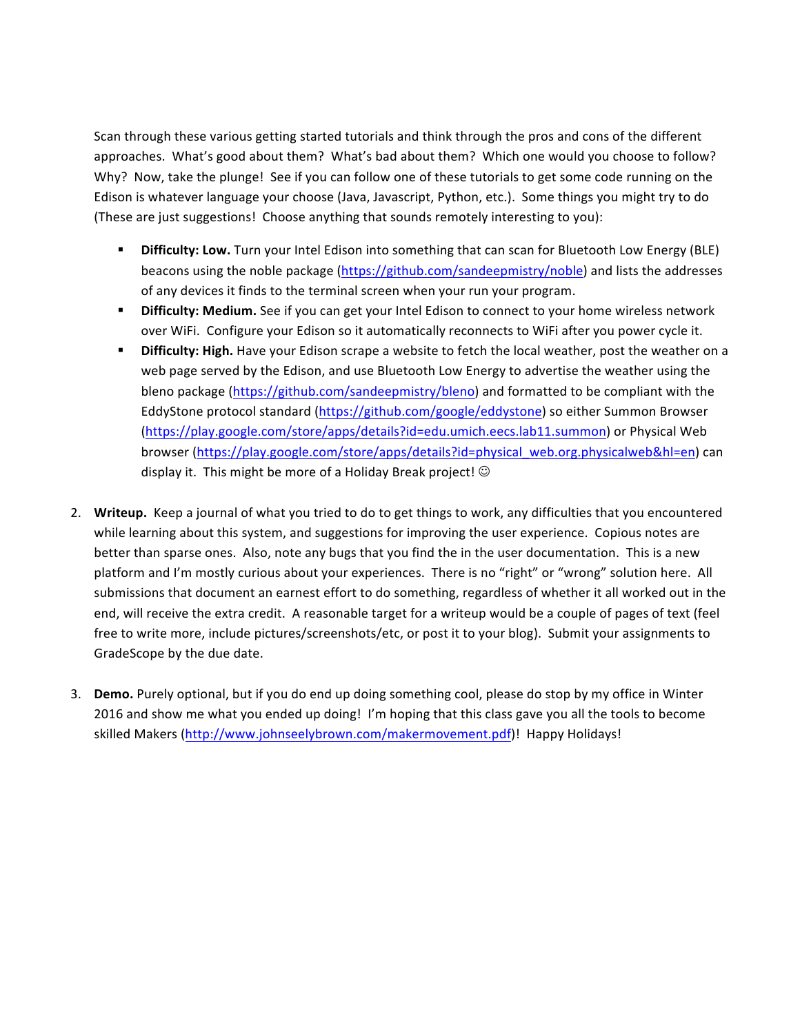Scan through these various getting started tutorials and think through the pros and cons of the different approaches. What's good about them? What's bad about them? Which one would you choose to follow? Why? Now, take the plunge! See if you can follow one of these tutorials to get some code running on the Edison is whatever language your choose (Java, Javascript, Python, etc.). Some things you might try to do (These are just suggestions! Choose anything that sounds remotely interesting to you):

- **Difficulty: Low.** Turn your Intel Edison into something that can scan for Bluetooth Low Energy (BLE) beacons using the noble package (https://github.com/sandeepmistry/noble) and lists the addresses of any devices it finds to the terminal screen when your run your program.
- **Difficulty: Medium.** See if you can get your Intel Edison to connect to your home wireless network over WiFi. Configure your Edison so it automatically reconnects to WiFi after you power cycle it.
- **Difficulty: High.** Have your Edison scrape a website to fetch the local weather, post the weather on a web page served by the Edison, and use Bluetooth Low Energy to advertise the weather using the bleno package (https://github.com/sandeepmistry/bleno) and formatted to be compliant with the EddyStone protocol standard (https://github.com/google/eddystone) so either Summon Browser (https://play.google.com/store/apps/details?id=edu.umich.eecs.lab11.summon) or Physical Web browser (https://play.google.com/store/apps/details?id=physical_web.org.physicalweb&hl=en) can display it. This might be more of a Holiday Break project! ☺

2. **Writeup.** Keep a journal of what you tried to do to get things to work, any difficulties that you encountered while learning about this system, and suggestions for improving the user experience. Copious notes are better than sparse ones. Also, note any bugs that you find the in the user documentation. This is a new platform and I'm mostly curious about your experiences. There is no "right" or "wrong" solution here. All submissions that document an earnest effort to do something, regardless of whether it all worked out in the end, will receive the extra credit. A reasonable target for a writeup would be a couple of pages of text (feel free to write more, include pictures/screenshots/etc, or post it to your blog). Submit your assignments to GradeScope by the due date.

3. **Demo.** Purely optional, but if you do end up doing something cool, please do stop by my office in Winter 2016 and show me what you ended up doing! I'm hoping that this class gave you all the tools to become skilled Makers (http://www.johnseelybrown.com/makermovement.pdf)! Happy Holidays!